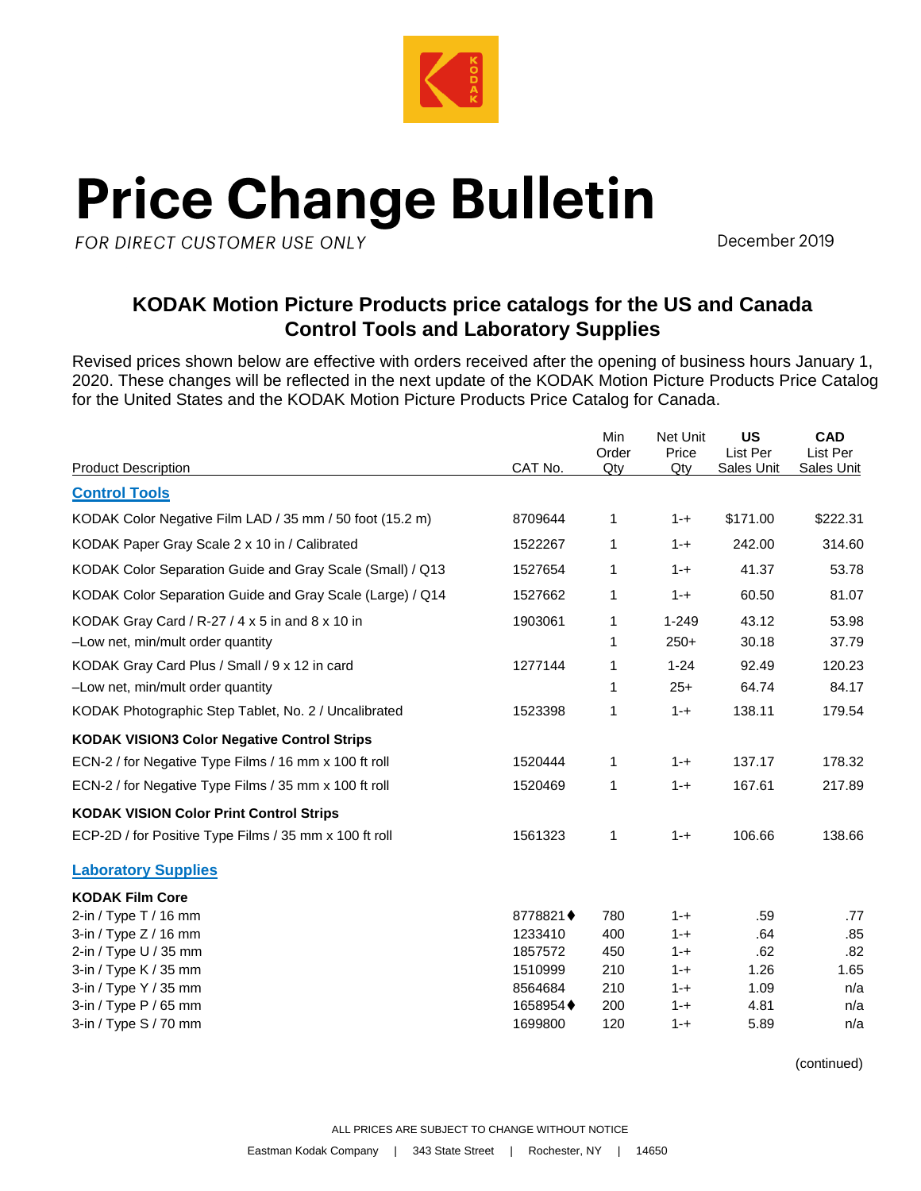# Price Change Bulletin

*FOR DIRECT CUSTOMER USE ONLY*

December 2019

## KODAK Motion Picture Products price catalogs for the US and Canada Control Tools and Laboratory Supplies

Revised prices shown below are effective with orders received after the opening of business hours January 1, 2020. These changes will be reflected in the next update of the KODAK Motion Picture Products Price Catalog for the United States and the KODAK Motion Picture Products Price Catalog for Canada.

| Product Description | CAT No. | Min Order Qty | Net Unit Price Qty | **US** List Per Sales Unit | **CAD** List Per Sales Unit |
|---|---|---|---|---|---|
| **Control Tools** | | | | | |
| KODAK Color Negative Film LAD / 35 mm / 50 foot (15.2 m) | 8709644 | 1 | 1-+ | $171.00 | $222.31 |
| KODAK Paper Gray Scale 2 x 10 in / Calibrated | 1522267 | 1 | 1-+ | 242.00 | 314.60 |
| KODAK Color Separation Guide and Gray Scale (Small) / Q13 | 1527654 | 1 | 1-+ | 41.37 | 53.78 |
| KODAK Color Separation Guide and Gray Scale (Large) / Q14 | 1527662 | 1 | 1-+ | 60.50 | 81.07 |
| KODAK Gray Card / R-27 / 4 x 5 in and 8 x 10 in | 1903061 | 1 | 1-249 | 43.12 | 53.98 |
| –Low net, min/mult order quantity | | 1 | 250+ | 30.18 | 37.79 |
| KODAK Gray Card Plus / Small / 9 x 12 in card | 1277144 | 1 | 1-24 | 92.49 | 120.23 |
| –Low net, min/mult order quantity | | 1 | 25+ | 64.74 | 84.17 |
| KODAK Photographic Step Tablet, No. 2 / Uncalibrated | 1523398 | 1 | 1-+ | 138.11 | 179.54 |
| **KODAK VISION3 Color Negative Control Strips** | | | | | |
| ECN-2 / for Negative Type Films / 16 mm x 100 ft roll | 1520444 | 1 | 1-+ | 137.17 | 178.32 |
| ECN-2 / for Negative Type Films / 35 mm x 100 ft roll | 1520469 | 1 | 1-+ | 167.61 | 217.89 |
| **KODAK VISION Color Print Control Strips** | | | | | |
| ECP-2D / for Positive Type Films / 35 mm x 100 ft roll | 1561323 | 1 | 1-+ | 106.66 | 138.66 |
| **Laboratory Supplies** | | | | | |
| **KODAK Film Core** | | | | | |
| 2-in / Type T / 16 mm | 8778821♦ | 780 | 1-+ | .59 | .77 |
| 3-in / Type Z / 16 mm | 1233410 | 400 | 1-+ | .64 | .85 |
| 2-in / Type U / 35 mm | 1857572 | 450 | 1-+ | .62 | .82 |
| 3-in / Type K / 35 mm | 1510999 | 210 | 1-+ | 1.26 | 1.65 |
| 3-in / Type Y / 35 mm | 8564684 | 210 | 1-+ | 1.09 | n/a |
| 3-in / Type P / 65 mm | 1658954♦ | 200 | 1-+ | 4.81 | n/a |
| 3-in / Type S / 70 mm | 1699800 | 120 | 1-+ | 5.89 | n/a |

(continued)

ALL PRICES ARE SUBJECT TO CHANGE WITHOUT NOTICE

Eastman Kodak Company | 343 State Street | Rochester, NY | 14650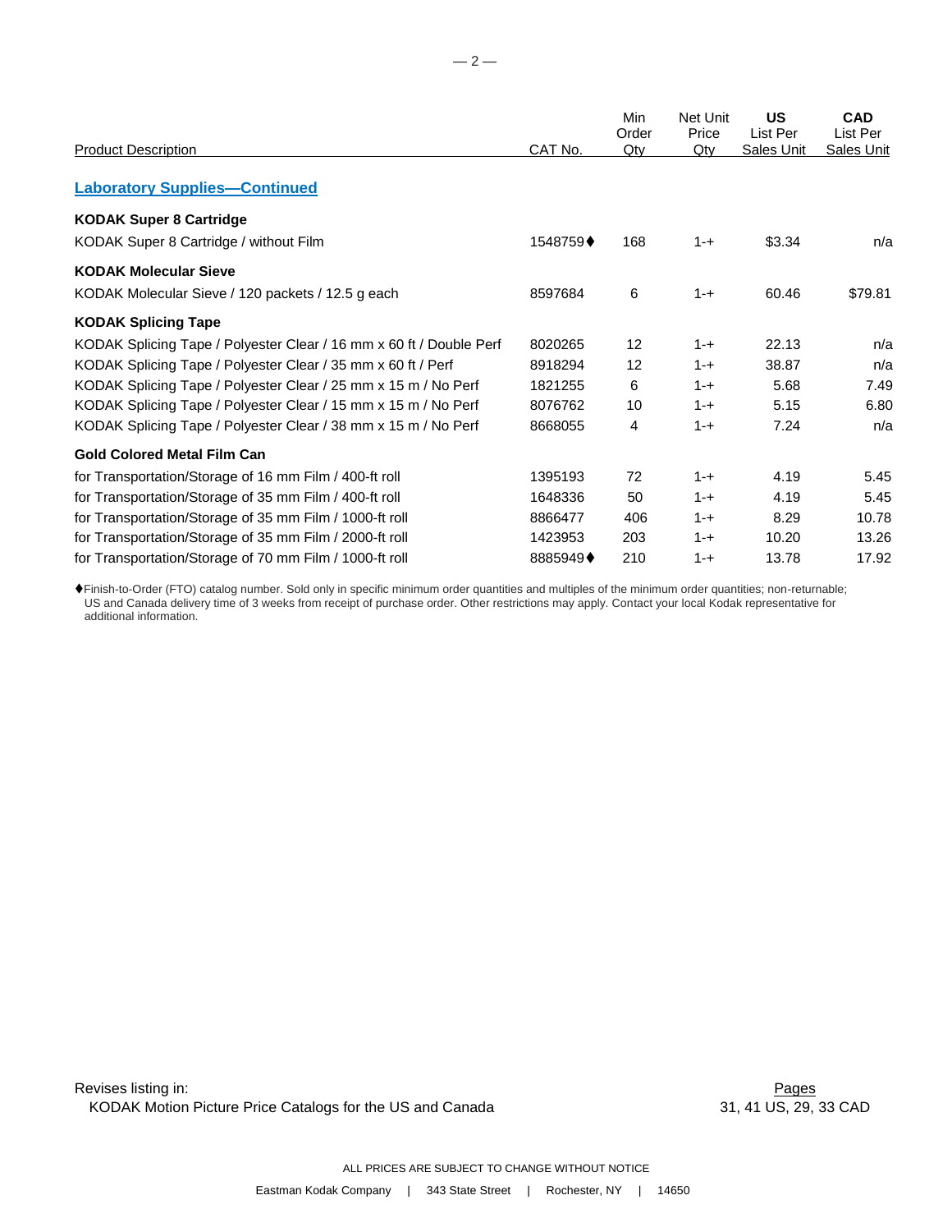| Product Description | CAT No. | Min Order Qty | Net Unit Price Qty | **US** List Per Sales Unit | **CAD** List Per Sales Unit |
|---|---|---|---|---|---|
| **Laboratory Supplies—Continued** | | | | | |
| **KODAK Super 8 Cartridge** | | | | | |
| KODAK Super 8 Cartridge / without Film | 1548759♦ | 168 | 1-+ | $3.34 | n/a |
| **KODAK Molecular Sieve** | | | | | |
| KODAK Molecular Sieve / 120 packets / 12.5 g each | 8597684 | 6 | 1-+ | 60.46 | $79.81 |
| **KODAK Splicing Tape** | | | | | |
| KODAK Splicing Tape / Polyester Clear / 16 mm x 60 ft / Double Perf | 8020265 | 12 | 1-+ | 22.13 | n/a |
| KODAK Splicing Tape / Polyester Clear / 35 mm x 60 ft / Perf | 8918294 | 12 | 1-+ | 38.87 | n/a |
| KODAK Splicing Tape / Polyester Clear / 25 mm x 15 m / No Perf | 1821255 | 6 | 1-+ | 5.68 | 7.49 |
| KODAK Splicing Tape / Polyester Clear / 15 mm x 15 m / No Perf | 8076762 | 10 | 1-+ | 5.15 | 6.80 |
| KODAK Splicing Tape / Polyester Clear / 38 mm x 15 m / No Perf | 8668055 | 4 | 1-+ | 7.24 | n/a |
| **Gold Colored Metal Film Can** | | | | | |
| for Transportation/Storage of 16 mm Film / 400-ft roll | 1395193 | 72 | 1-+ | 4.19 | 5.45 |
| for Transportation/Storage of 35 mm Film / 400-ft roll | 1648336 | 50 | 1-+ | 4.19 | 5.45 |
| for Transportation/Storage of 35 mm Film / 1000-ft roll | 8866477 | 406 | 1-+ | 8.29 | 10.78 |
| for Transportation/Storage of 35 mm Film / 2000-ft roll | 1423953 | 203 | 1-+ | 10.20 | 13.26 |
| for Transportation/Storage of 70 mm Film / 1000-ft roll | 8885949♦ | 210 | 1-+ | 13.78 | 17.92 |

♦Finish-to-Order (FTO) catalog number. Sold only in specific minimum order quantities and multiples of the minimum order quantities; non-returnable; US and Canada delivery time of 3 weeks from receipt of purchase order. Other restrictions may apply. Contact your local Kodak representative for additional information.

Revises listing in: KODAK Motion Picture Price Catalogs for the US and Canada — Pages 31, 41 US, 29, 33 CAD

ALL PRICES ARE SUBJECT TO CHANGE WITHOUT NOTICE

Eastman Kodak Company | 343 State Street | Rochester, NY | 14650